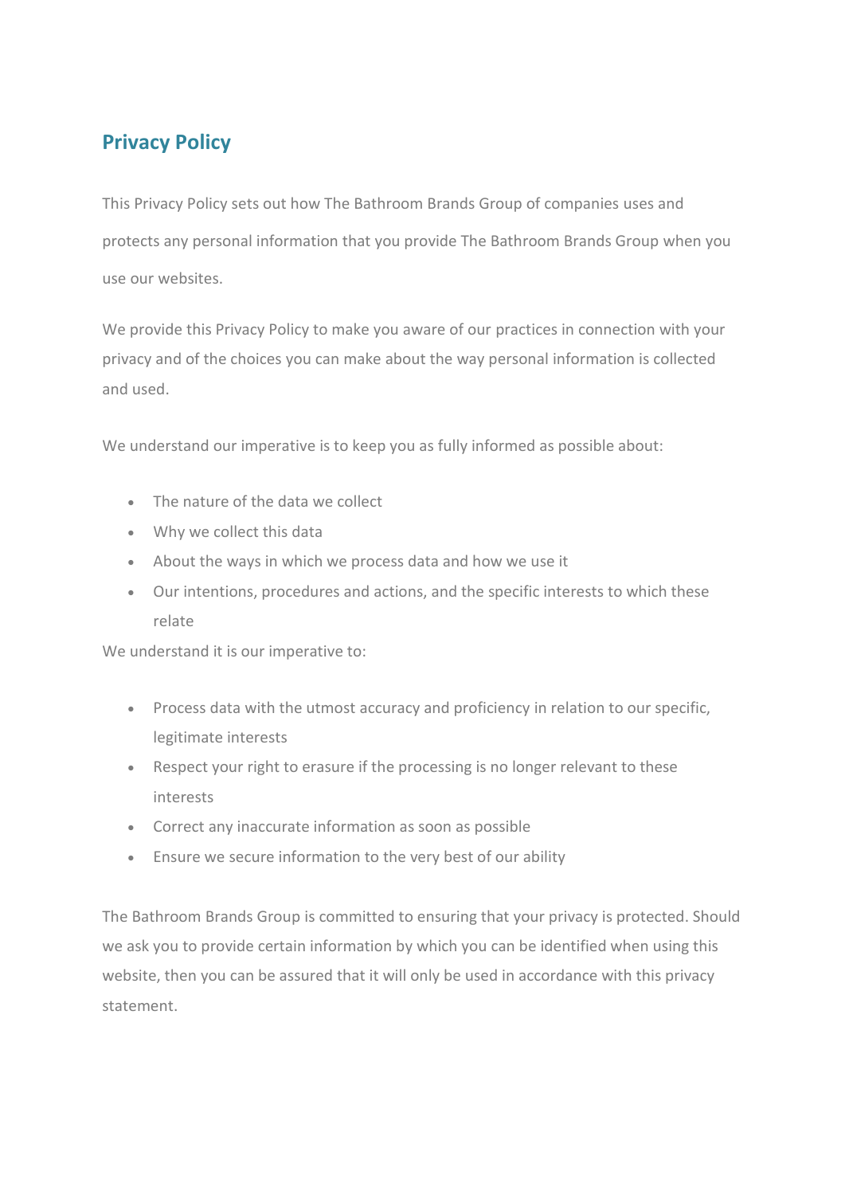# Privacy Policy

This Privacy Policy sets out how The Bathroom Brands Group of companies uses and protects any personal information that you provide The Bathroom Brands Group when you use our websites.

We provide this Privacy Policy to make you aware of our practices in connection with your privacy and of the choices you can make about the way personal information is collected and used.

We understand our imperative is to keep you as fully informed as possible about:

- The nature of the data we collect
- Why we collect this data
- About the ways in which we process data and how we use it
- Our intentions, procedures and actions, and the specific interests to which these relate

We understand it is our imperative to:

- Process data with the utmost accuracy and proficiency in relation to our specific, legitimate interests
- Respect your right to erasure if the processing is no longer relevant to these interests
- Correct any inaccurate information as soon as possible
- Ensure we secure information to the very best of our ability

The Bathroom Brands Group is committed to ensuring that your privacy is protected. Should we ask you to provide certain information by which you can be identified when using this website, then you can be assured that it will only be used in accordance with this privacy statement.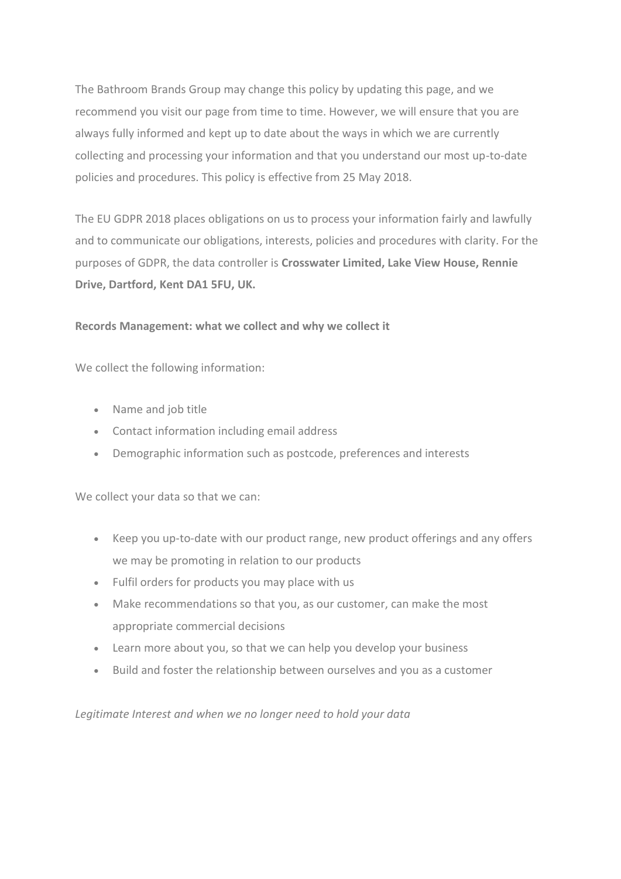The Bathroom Brands Group may change this policy by updating this page, and we recommend you visit our page from time to time. However, we will ensure that you are always fully informed and kept up to date about the ways in which we are currently collecting and processing your information and that you understand our most up-to-date policies and procedures. This policy is effective from 25 May 2018.

The EU GDPR 2018 places obligations on us to process your information fairly and lawfully and to communicate our obligations, interests, policies and procedures with clarity. For the purposes of GDPR, the data controller is **Crosswater Limited, Lake View House, Rennie Drive, Dartford, Kent DA1 5FU, UK.**

**Records Management: what we collect and why we collect it**

We collect the following information:

- Name and job title
- Contact information including email address
- Demographic information such as postcode, preferences and interests

We collect your data so that we can:

- Keep you up-to-date with our product range, new product offerings and any offers we may be promoting in relation to our products
- Fulfil orders for products you may place with us
- Make recommendations so that you, as our customer, can make the most appropriate commercial decisions
- Learn more about you, so that we can help you develop your business
- Build and foster the relationship between ourselves and you as a customer

*Legitimate Interest and when we no longer need to hold your data*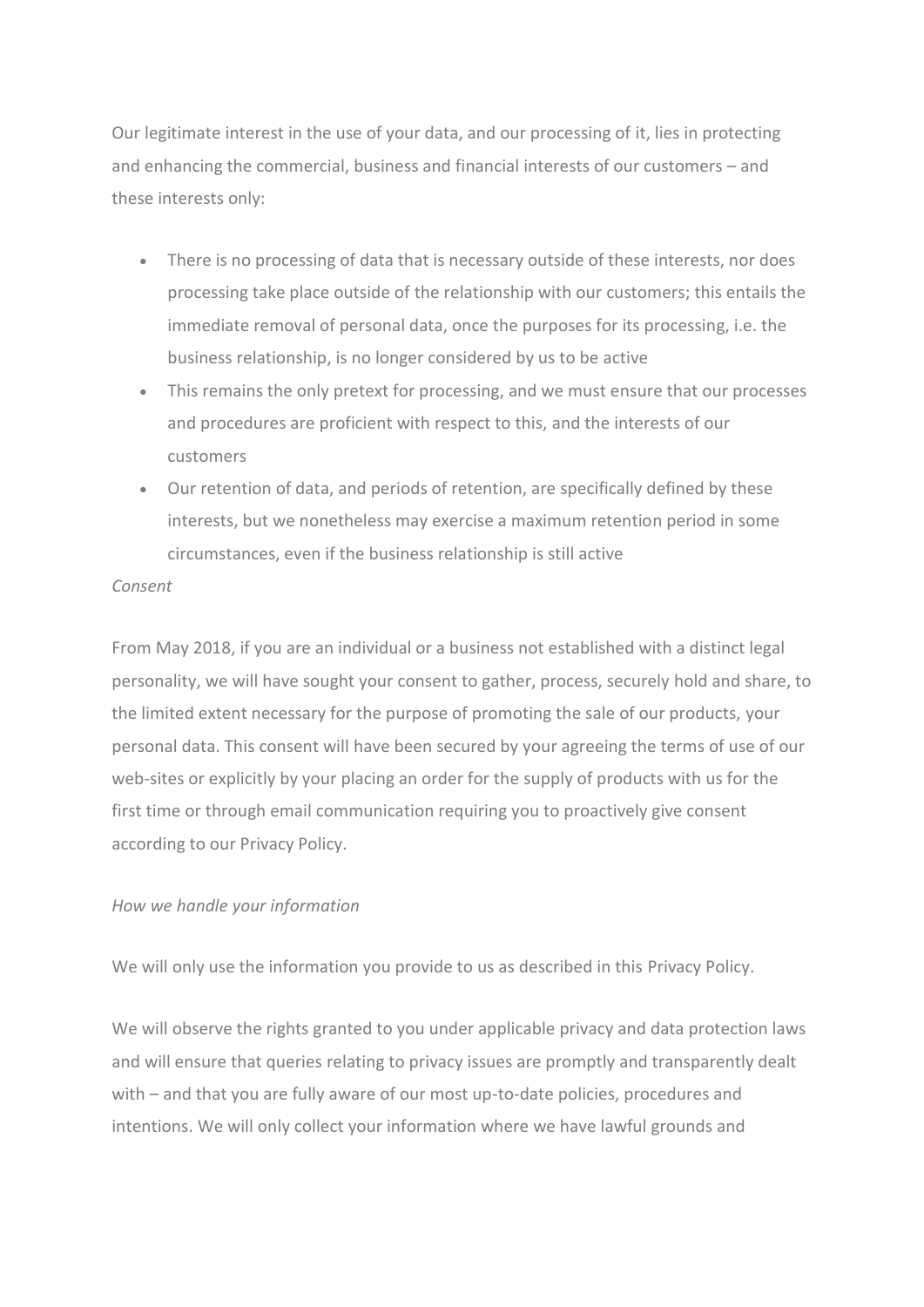Our legitimate interest in the use of your data, and our processing of it, lies in protecting and enhancing the commercial, business and financial interests of our customers – and these interests only:

- There is no processing of data that is necessary outside of these interests, nor does processing take place outside of the relationship with our customers; this entails the immediate removal of personal data, once the purposes for its processing, i.e. the business relationship, is no longer considered by us to be active
- This remains the only pretext for processing, and we must ensure that our processes and procedures are proficient with respect to this, and the interests of our customers
- Our retention of data, and periods of retention, are specifically defined by these interests, but we nonetheless may exercise a maximum retention period in some circumstances, even if the business relationship is still active

*Consent*

From May 2018, if you are an individual or a business not established with a distinct legal personality, we will have sought your consent to gather, process, securely hold and share, to the limited extent necessary for the purpose of promoting the sale of our products, your personal data. This consent will have been secured by your agreeing the terms of use of our web-sites or explicitly by your placing an order for the supply of products with us for the first time or through email communication requiring you to proactively give consent according to our Privacy Policy.

*How we handle your information*

We will only use the information you provide to us as described in this Privacy Policy.

We will observe the rights granted to you under applicable privacy and data protection laws and will ensure that queries relating to privacy issues are promptly and transparently dealt with – and that you are fully aware of our most up-to-date policies, procedures and intentions. We will only collect your information where we have lawful grounds and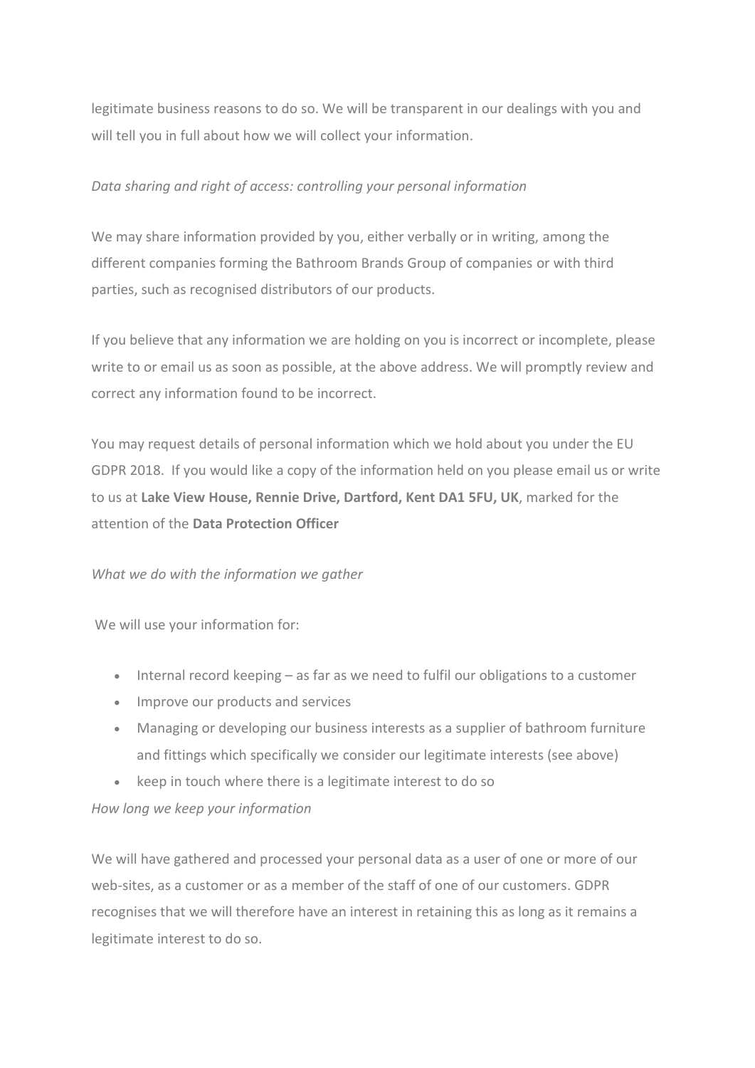legitimate business reasons to do so. We will be transparent in our dealings with you and will tell you in full about how we will collect your information.

*Data sharing and right of access: controlling your personal information*

We may share information provided by you, either verbally or in writing, among the different companies forming the Bathroom Brands Group of companies or with third parties, such as recognised distributors of our products.

If you believe that any information we are holding on you is incorrect or incomplete, please write to or email us as soon as possible, at the above address. We will promptly review and correct any information found to be incorrect.

You may request details of personal information which we hold about you under the EU GDPR 2018. If you would like a copy of the information held on you please email us or write to us at **Lake View House, Rennie Drive, Dartford, Kent DA1 5FU, UK**, marked for the attention of the **Data Protection Officer**

*What we do with the information we gather*

We will use your information for:

- Internal record keeping – as far as we need to fulfil our obligations to a customer
- Improve our products and services
- Managing or developing our business interests as a supplier of bathroom furniture and fittings which specifically we consider our legitimate interests (see above)
- keep in touch where there is a legitimate interest to do so

*How long we keep your information*

We will have gathered and processed your personal data as a user of one or more of our web-sites, as a customer or as a member of the staff of one of our customers. GDPR recognises that we will therefore have an interest in retaining this as long as it remains a legitimate interest to do so.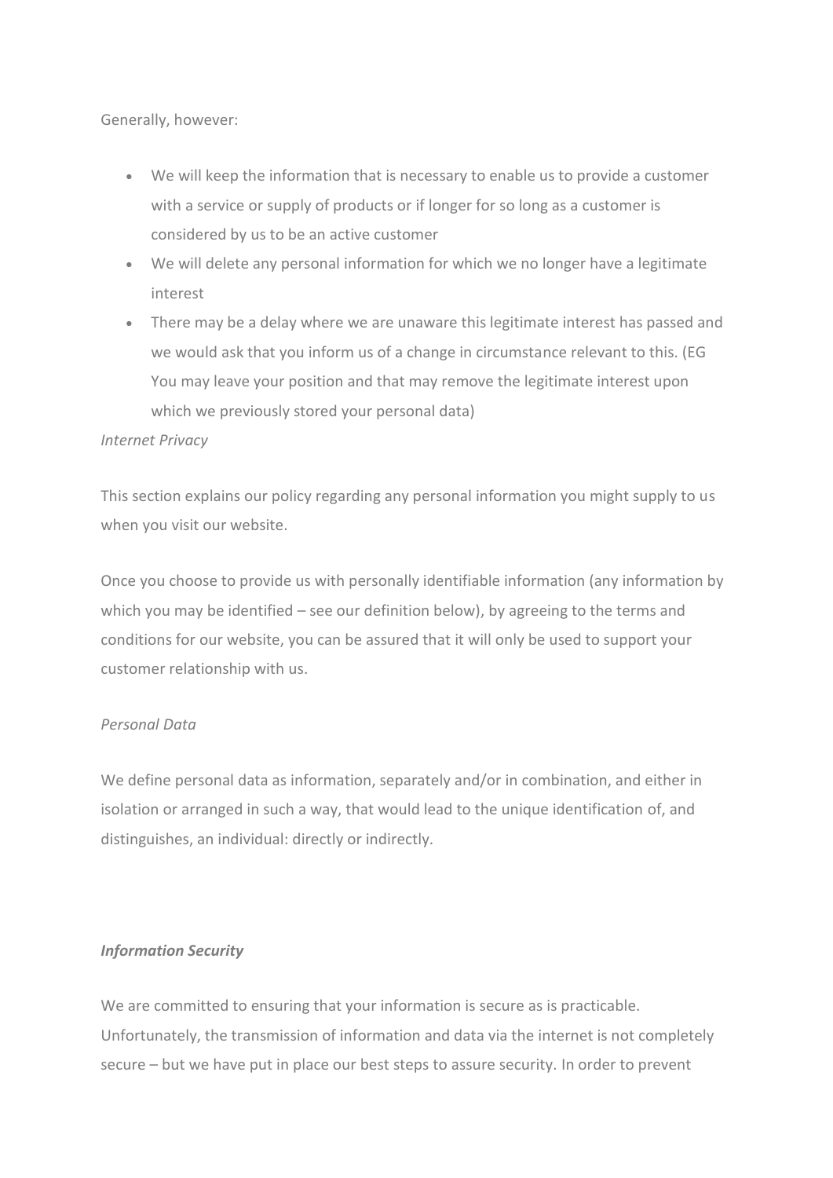Generally, however:

- We will keep the information that is necessary to enable us to provide a customer with a service or supply of products or if longer for so long as a customer is considered by us to be an active customer
- We will delete any personal information for which we no longer have a legitimate interest
- There may be a delay where we are unaware this legitimate interest has passed and we would ask that you inform us of a change in circumstance relevant to this. (EG You may leave your position and that may remove the legitimate interest upon which we previously stored your personal data)

*Internet Privacy*

This section explains our policy regarding any personal information you might supply to us when you visit our website.

Once you choose to provide us with personally identifiable information (any information by which you may be identified – see our definition below), by agreeing to the terms and conditions for our website, you can be assured that it will only be used to support your customer relationship with us.

*Personal Data*

We define personal data as information, separately and/or in combination, and either in isolation or arranged in such a way, that would lead to the unique identification of, and distinguishes, an individual: directly or indirectly.

***Information Security***

We are committed to ensuring that your information is secure as is practicable. Unfortunately, the transmission of information and data via the internet is not completely secure – but we have put in place our best steps to assure security. In order to prevent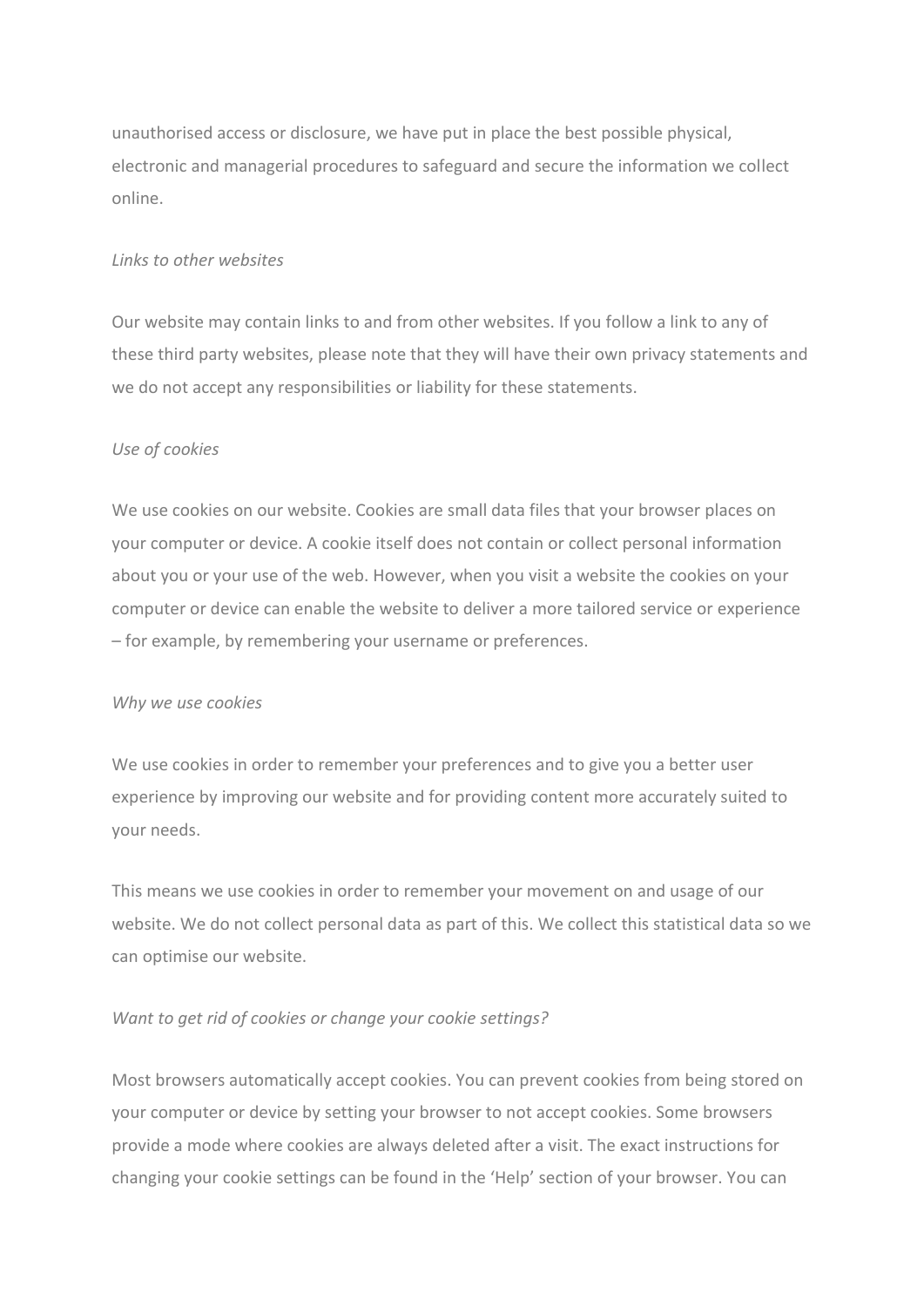unauthorised access or disclosure, we have put in place the best possible physical, electronic and managerial procedures to safeguard and secure the information we collect online.

*Links to other websites*

Our website may contain links to and from other websites. If you follow a link to any of these third party websites, please note that they will have their own privacy statements and we do not accept any responsibilities or liability for these statements.

*Use of cookies*

We use cookies on our website. Cookies are small data files that your browser places on your computer or device. A cookie itself does not contain or collect personal information about you or your use of the web. However, when you visit a website the cookies on your computer or device can enable the website to deliver a more tailored service or experience – for example, by remembering your username or preferences.

*Why we use cookies*

We use cookies in order to remember your preferences and to give you a better user experience by improving our website and for providing content more accurately suited to your needs.

This means we use cookies in order to remember your movement on and usage of our website. We do not collect personal data as part of this. We collect this statistical data so we can optimise our website.

*Want to get rid of cookies or change your cookie settings?*

Most browsers automatically accept cookies. You can prevent cookies from being stored on your computer or device by setting your browser to not accept cookies. Some browsers provide a mode where cookies are always deleted after a visit. The exact instructions for changing your cookie settings can be found in the 'Help' section of your browser. You can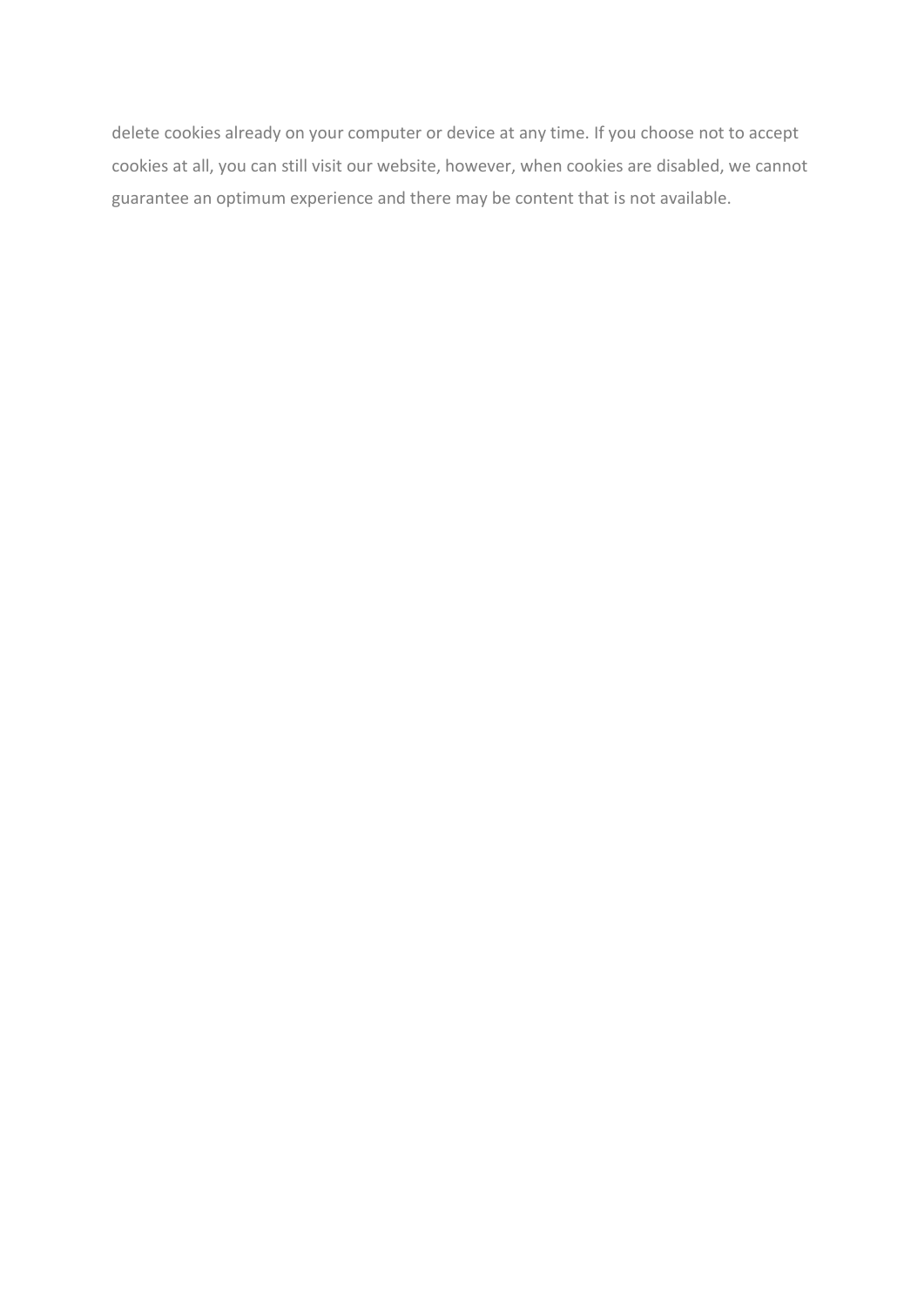delete cookies already on your computer or device at any time. If you choose not to accept cookies at all, you can still visit our website, however, when cookies are disabled, we cannot guarantee an optimum experience and there may be content that is not available.